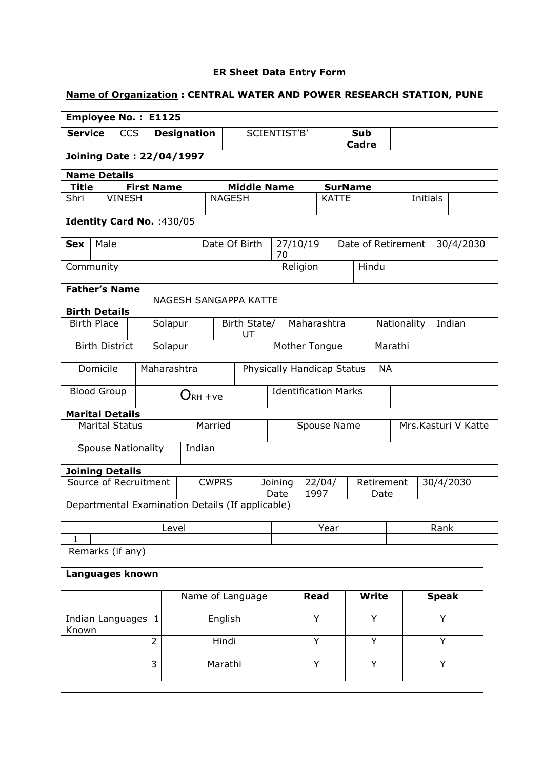# ER Sheet Data Entry Form

**Name of Organization : CENTRAL WATER AND POWER RESEARCH STATION, PUNE**

**Employee No. : E1125**

| **Service** | CCS | **Designation** | SCIENTIST'B' | **Sub Cadre** | |
|---|---|---|---|---|---|

**Joining Date : 22/04/1997**

**Name Details**

| **Title** | **First Name** | **Middle Name** | **SurName** | | |
|---|---|---|---|---|---|
| Shri | VINESH | NAGESH | KATTE | Initials | |

**Identity Card No.** :430/05

| **Sex** | Male | Date Of Birth | 27/10/1970 | Date of Retirement | 30/4/2030 |
|---|---|---|---|---|---|
| Community | | Religion | Hindu | | |

| **Father's Name** | NAGESH SANGAPPA KATTE |
|---|---|

**Birth Details**

| Birth Place | Solapur | Birth State/ UT | Maharashtra | Nationality | Indian |
|---|---|---|---|---|---|
| Birth District | Solapur | Mother Tongue | Marathi | | |
| Domicile | Maharashtra | Physically Handicap Status | NA | | |
| Blood Group | O RH +ve | Identification Marks | | | |

**Marital Details**

| Marital Status | Married | Spouse Name | Mrs.Kasturi V Katte |
|---|---|---|---|
| Spouse Nationality | Indian | | |

**Joining Details**

| Source of Recruitment | CWPRS | Joining Date | 22/04/1997 | Retirement Date | 30/4/2030 |
|---|---|---|---|---|---|

Departmental Examination Details (If applicable)

| | Level | Year | Rank |
|---|---|---|---|
| 1 | | | |

| Remarks (if any) | |
|---|---|

**Languages known**

| | | Name of Language | **Read** | **Write** | **Speak** |
|---|---|---|---|---|---|
| Indian Languages Known | 1 | English | Y | Y | Y |
| | 2 | Hindi | Y | Y | Y |
| | 3 | Marathi | Y | Y | Y |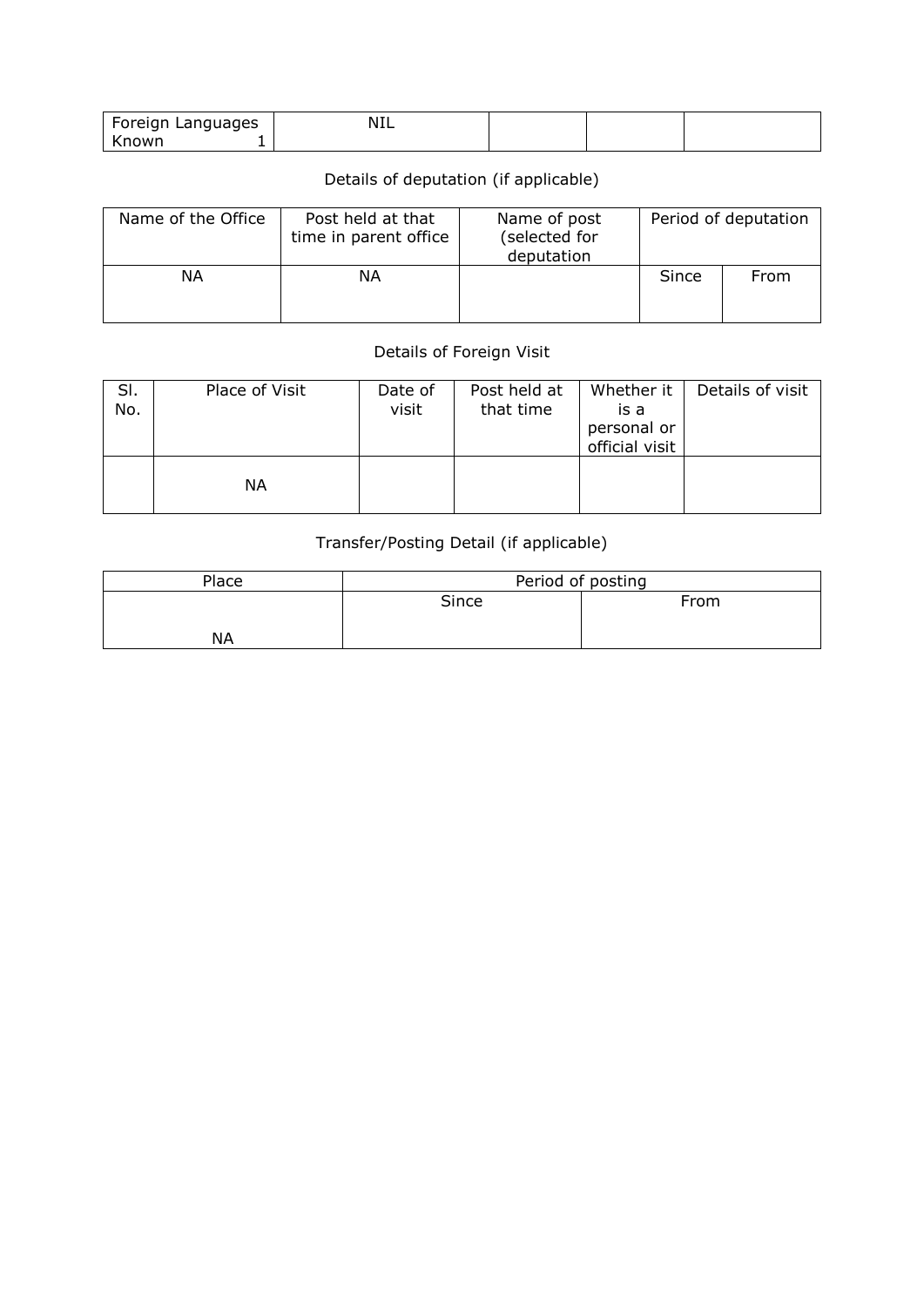| | | | | |
|---|---|---|---|---|
| Foreign Languages Known 1 | NIL | | | |

Details of deputation (if applicable)

| Name of the Office | Post held at that time in parent office | Name of post (selected for deputation | Period of deputation | |
|---|---|---|---|---|
| | | | Since | From |
| NA | NA | | | |

Details of Foreign Visit

| Sl. No. | Place of Visit | Date of visit | Post held at that time | Whether it is a personal or official visit | Details of visit |
|---|---|---|---|---|---|
| | NA | | | | |

Transfer/Posting Detail (if applicable)

| Place | Period of posting | |
|---|---|---|
| | Since | From |
| NA | | |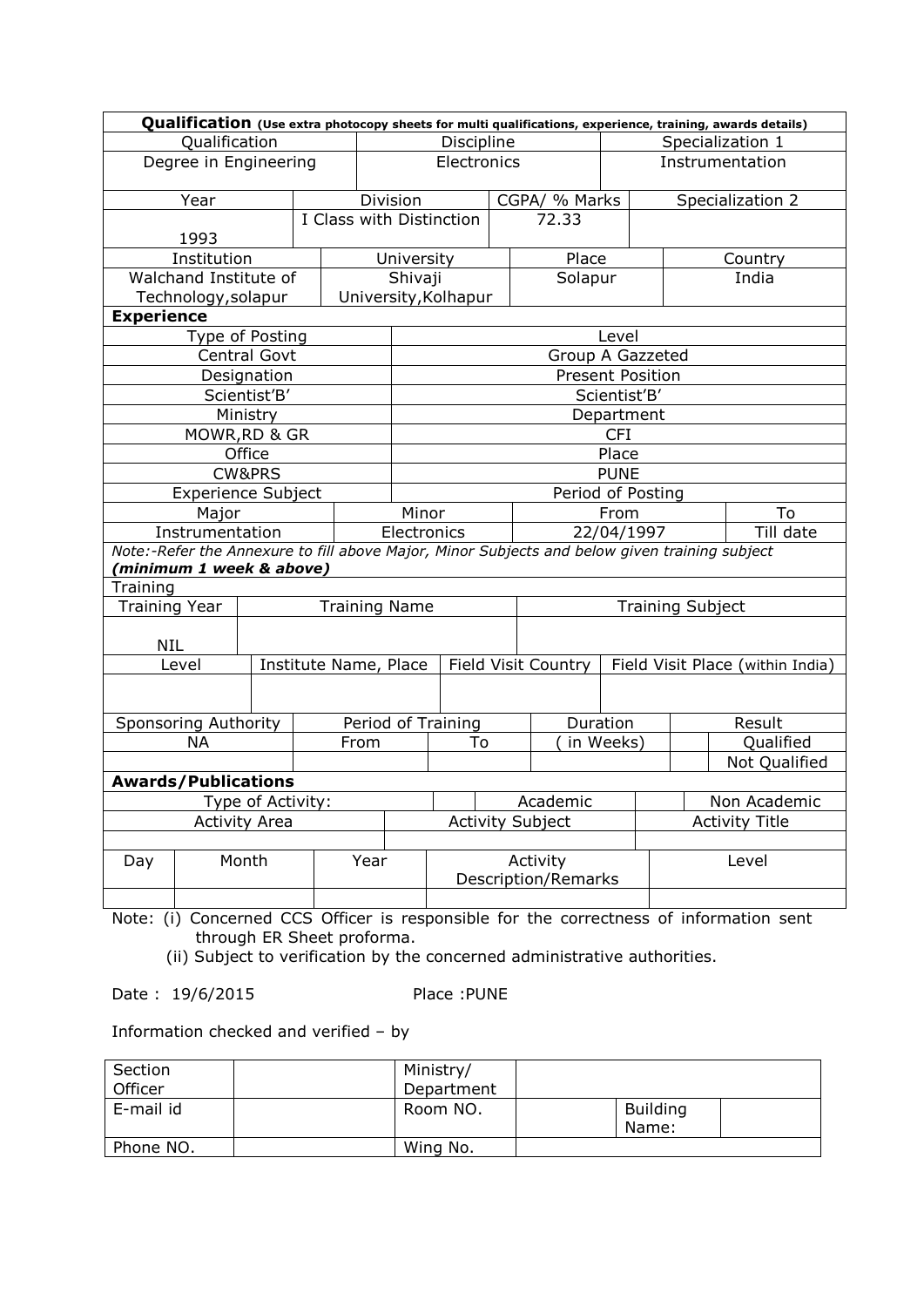**Qualification** (Use extra photocopy sheets for multi qualifications, experience, training, awards details)

| Qualification | Discipline | Specialization 1 |
|---|---|---|
| Degree in Engineering | Electronics | Instrumentation |

| Year | Division | CGPA/ % Marks | Specialization 2 |
|---|---|---|---|
| 1993 | I Class with Distinction | 72.33 | |

| Institution | University | Place | Country |
|---|---|---|---|
| Walchand Institute of Technology,solapur | Shivaji University,Kolhapur | Solapur | India |

**Experience**

| Type of Posting | Level |
|---|---|
| Central Govt | Group A Gazzeted |
| **Designation** | **Present Position** |
| Scientist'B' | Scientist'B' |
| **Ministry** | **Department** |
| MOWR,RD & GR | CFI |
| **Office** | **Place** |
| CW&PRS | PUNE |

| Experience Subject | | Period of Posting | |
|---|---|---|---|
| Major | Minor | From | To |
| Instrumentation | Electronics | 22/04/1997 | Till date |

*Note:-Refer the Annexure to fill above Major, Minor Subjects and below given training subject* ***(minimum 1 week & above)***

Training

| Training Year | Training Name | Training Subject |
|---|---|---|
| NIL | | |

| Level | Institute Name, Place | Field Visit Country | Field Visit Place (within India) |
|---|---|---|---|
| | | | |

| Sponsoring Authority | Period of Training | | Duration | Result |
|---|---|---|---|---|
| NA | From | To | ( in Weeks) | Qualified |
| | | | | Not Qualified |

**Awards/Publications**

| Type of Activity: | | Academic | | Non Academic |
|---|---|---|---|---|

| Activity Area | Activity Subject | Activity Title |
|---|---|---|
| | | |

| Day | Month | Year | Activity Description/Remarks | Level |
|---|---|---|---|---|
| | | | | |

Note: (i) Concerned CCS Officer is responsible for the correctness of information sent through ER Sheet proforma.

(ii) Subject to verification by the concerned administrative authorities.

Date : 19/6/2015 Place :PUNE

Information checked and verified – by

| | | | | | |
|---|---|---|---|---|---|
| Section Officer | | Ministry/ Department | | | |
| E-mail id | | Room NO. | | Building Name: | |
| Phone NO. | | Wing No. | | | |